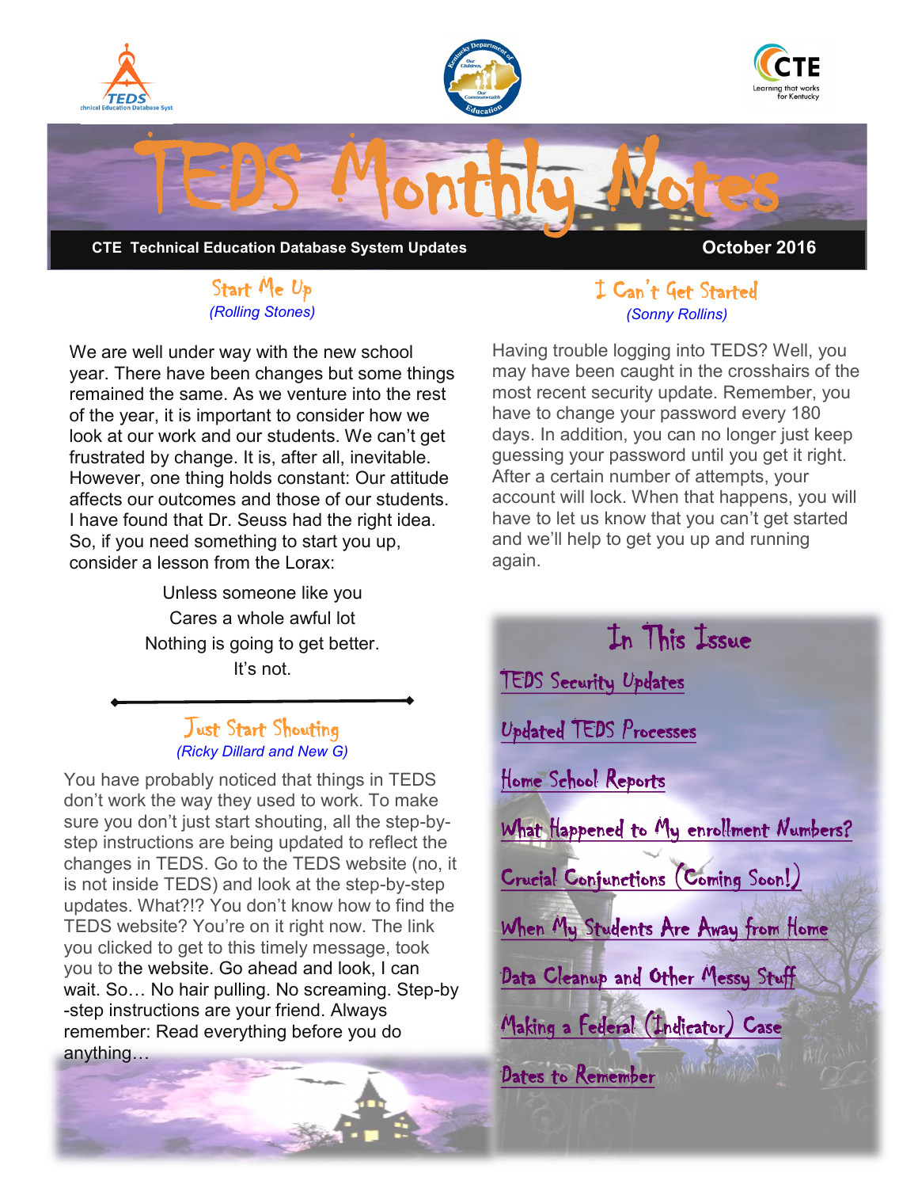# TEDS Monthly Notes

**CTE Technical Education Database System Updates** — **October 2016**

## Start Me Up
*(Rolling Stones)*

We are well under way with the new school year. There have been changes but some things remained the same. As we venture into the rest of the year, it is important to consider how we look at our work and our students. We can't get frustrated by change. It is, after all, inevitable. However, one thing holds constant: Our attitude affects our outcomes and those of our students. I have found that Dr. Seuss had the right idea. So, if you need something to start you up, consider a lesson from the Lorax:

> Unless someone like you
> Cares a whole awful lot
> Nothing is going to get better.
> It's not.

---

## Just Start Shouting
*(Ricky Dillard and New G)*

You have probably noticed that things in TEDS don't work the way they used to work. To make sure you don't just start shouting, all the step-by-step instructions are being updated to reflect the changes in TEDS. Go to the TEDS website (no, it is not inside TEDS) and look at the step-by-step updates. What?!? You don't know how to find the TEDS website? You're on it right now. The link you clicked to get to this timely message, took you to the website. Go ahead and look, I can wait. So… No hair pulling. No screaming. Step-by-step instructions are your friend. Always remember: Read everything before you do anything…

## I Can't Get Started
*(Sonny Rollins)*

Having trouble logging into TEDS? Well, you may have been caught in the crosshairs of the most recent security update. Remember, you have to change your password every 180 days. In addition, you can no longer just keep guessing your password until you get it right. After a certain number of attempts, your account will lock. When that happens, you will have to let us know that you can't get started and we'll help to get you up and running again.

## In This Issue

- TEDS Security Updates
- Updated TEDS Processes
- Home School Reports
- What Happened to My enrollment Numbers?
- Crucial Conjunctions (Coming Soon!)
- When My Students Are Away from Home
- Data Cleanup and Other Messy Stuff
- Making a Federal (Indicator) Case
- Dates to Remember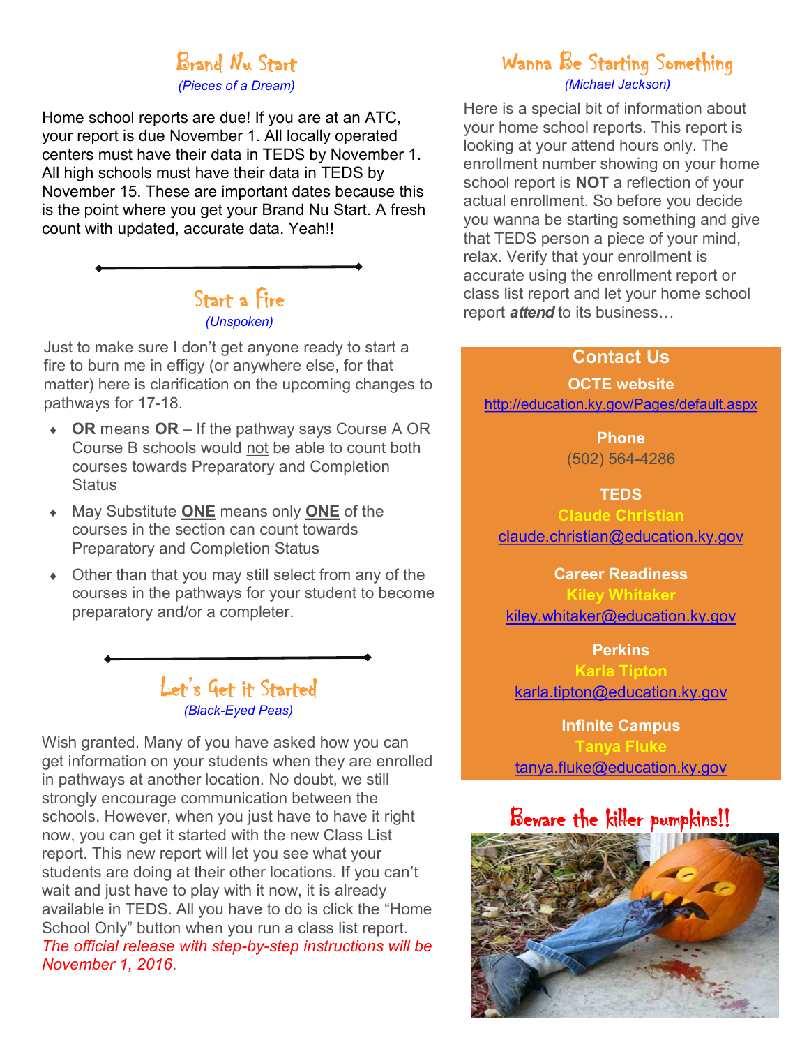## Brand Nu Start

*(Pieces of a Dream)*

Home school reports are due! If you are at an ATC, your report is due November 1. All locally operated centers must have their data in TEDS by November 1. All high schools must have their data in TEDS by November 15. These are important dates because this is the point where you get your Brand Nu Start. A fresh count with updated, accurate data. Yeah!!

---

## Start a Fire

*(Unspoken)*

Just to make sure I don't get anyone ready to start a fire to burn me in effigy (or anywhere else, for that matter) here is clarification on the upcoming changes to pathways for 17-18.

- **OR** means **OR** – If the pathway says Course A OR Course B schools would not be able to count both courses towards Preparatory and Completion Status
- May Substitute **ONE** means only **ONE** of the courses in the section can count towards Preparatory and Completion Status
- Other than that you may still select from any of the courses in the pathways for your student to become preparatory and/or a completer.

---

## Let's Get it Started

*(Black-Eyed Peas)*

Wish granted. Many of you have asked how you can get information on your students when they are enrolled in pathways at another location. No doubt, we still strongly encourage communication between the schools. However, when you just have to have it right now, you can get it started with the new Class List report. This new report will let you see what your students are doing at their other locations. If you can't wait and just have to play with it now, it is already available in TEDS. All you have to do is click the "Home School Only" button when you run a class list report. *The official release with step-by-step instructions will be November 1, 2016*.

## Wanna Be Starting Something

*(Michael Jackson)*

Here is a special bit of information about your home school reports. This report is looking at your attend hours only. The enrollment number showing on your home school report is **NOT** a reflection of your actual enrollment. So before you decide you wanna be starting something and give that TEDS person a piece of your mind, relax. Verify that your enrollment is accurate using the enrollment report or class list report and let your home school report ***attend*** to its business…

### Contact Us

**OCTE website**
http://education.ky.gov/Pages/default.aspx

**Phone**
(502) 564-4286

**TEDS**
**Claude Christian**
claude.christian@education.ky.gov

**Career Readiness**
**Kiley Whitaker**
kiley.whitaker@education.ky.gov

**Perkins**
**Karla Tipton**
karla.tipton@education.ky.gov

**Infinite Campus**
**Tanya Fluke**
tanya.fluke@education.ky.gov

## Beware the killer pumpkins!!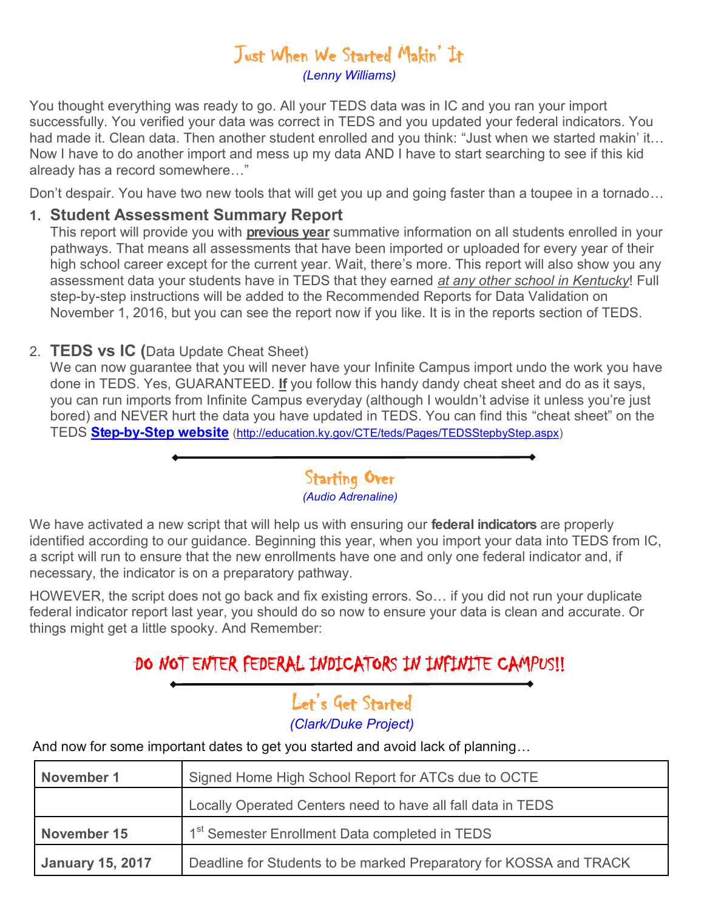## Just When We Started Makin' It

*(Lenny Williams)*

You thought everything was ready to go. All your TEDS data was in IC and you ran your import successfully. You verified your data was correct in TEDS and you updated your federal indicators. You had made it. Clean data. Then another student enrolled and you think: "Just when we started makin' it… Now I have to do another import and mess up my data AND I have to start searching to see if this kid already has a record somewhere…"

Don't despair. You have two new tools that will get you up and going faster than a toupee in a tornado…

1. **Student Assessment Summary Report**
   This report will provide you with **previous year** summative information on all students enrolled in your pathways. That means all assessments that have been imported or uploaded for every year of their high school career except for the current year. Wait, there's more. This report will also show you any assessment data your students have in TEDS that they earned *at any other school in Kentucky*! Full step-by-step instructions will be added to the Recommended Reports for Data Validation on November 1, 2016, but you can see the report now if you like. It is in the reports section of TEDS.

2. **TEDS vs IC (**Data Update Cheat Sheet)
   We can now guarantee that you will never have your Infinite Campus import undo the work you have done in TEDS. Yes, GUARANTEED. **If** you follow this handy dandy cheat sheet and do as it says, you can run imports from Infinite Campus everyday (although I wouldn't advise it unless you're just bored) and NEVER hurt the data you have updated in TEDS. You can find this "cheat sheet" on the TEDS **Step-by-Step website** (http://education.ky.gov/CTE/teds/Pages/TEDSStepbyStep.aspx)

---

## Starting Over

*(Audio Adrenaline)*

We have activated a new script that will help us with ensuring our **federal indicators** are properly identified according to our guidance. Beginning this year, when you import your data into TEDS from IC, a script will run to ensure that the new enrollments have one and only one federal indicator and, if necessary, the indicator is on a preparatory pathway.

HOWEVER, the script does not go back and fix existing errors. So… if you did not run your duplicate federal indicator report last year, you should do so now to ensure your data is clean and accurate. Or things might get a little spooky. And Remember:

**DO NOT ENTER FEDERAL INDICATORS IN INFINITE CAMPUS!!**

---

## Let's Get Started

*(Clark/Duke Project)*

And now for some important dates to get you started and avoid lack of planning…

| | |
|---|---|
| **November 1** | Signed Home High School Report for ATCs due to OCTE |
| | Locally Operated Centers need to have all fall data in TEDS |
| **November 15** | 1st Semester Enrollment Data completed in TEDS |
| **January 15, 2017** | Deadline for Students to be marked Preparatory for KOSSA and TRACK |